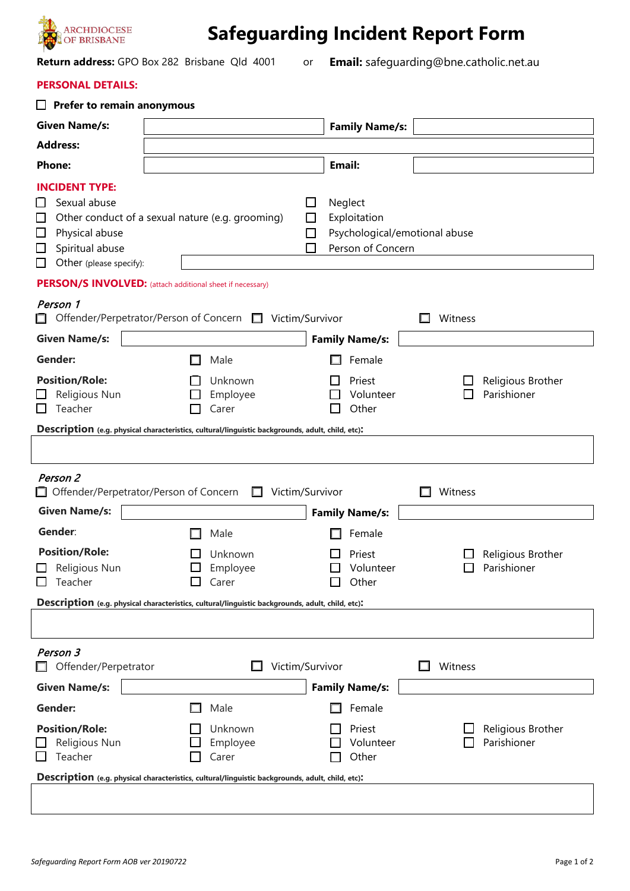ARCHDIOCESE OF BRISBANE

# Safeguarding Incident Report Form

**Return address:** GPO Box 282 Brisbane Qld 4001 or **Email:** safeguarding@bne.catholic.net.au

## PERSONAL DETAILS:

☐ **Prefer to remain anonymous**

| **Given Name/s:** | | **Family Name/s:** | |
|---|---|---|---|
| **Address:** | | | |
| **Phone:** | | **Email:** | |

## INCIDENT TYPE:

- ☐ Sexual abuse
- ☐ Other conduct of a sexual nature (e.g. grooming)
- ☐ Physical abuse
- ☐ Spiritual abuse
- ☐ Neglect
- ☐ Exploitation
- ☐ Psychological/emotional abuse
- ☐ Person of Concern
- ☐ Other (please specify): ____________________

## PERSON/S INVOLVED: (attach additional sheet if necessary)

### *Person 1*

☐ Offender/Perpetrator/Person of Concern ☐ Victim/Survivor ☐ Witness

| **Given Name/s:** | | **Family Name/s:** | |
|---|---|---|---|

**Gender:** ☐ Male ☐ Female

**Position/Role:**

☐ Unknown ☐ Priest ☐ Religious Brother
☐ Religious Nun ☐ Employee ☐ Volunteer ☐ Parishioner
☐ Teacher ☐ Carer ☐ Other

**Description** (e.g. physical characteristics, cultural/linguistic backgrounds, adult, child, etc):

____________________

### *Person 2*

☐ Offender/Perpetrator/Person of Concern ☐ Victim/Survivor ☐ Witness

| **Given Name/s:** | | **Family Name/s:** | |
|---|---|---|---|

**Gender:** ☐ Male ☐ Female

**Position/Role:**

☐ Unknown ☐ Priest ☐ Religious Brother
☐ Religious Nun ☐ Employee ☐ Volunteer ☐ Parishioner
☐ Teacher ☐ Carer ☐ Other

**Description** (e.g. physical characteristics, cultural/linguistic backgrounds, adult, child, etc):

____________________

### *Person 3*

☐ Offender/Perpetrator ☐ Victim/Survivor ☐ Witness

| **Given Name/s:** | | **Family Name/s:** | |
|---|---|---|---|

**Gender:** ☐ Male ☐ Female

**Position/Role:**

☐ Unknown ☐ Priest ☐ Religious Brother
☐ Religious Nun ☐ Employee ☐ Volunteer ☐ Parishioner
☐ Teacher ☐ Carer ☐ Other

**Description** (e.g. physical characteristics, cultural/linguistic backgrounds, adult, child, etc):

____________________

*Safeguarding Report Form AOB ver 20190722*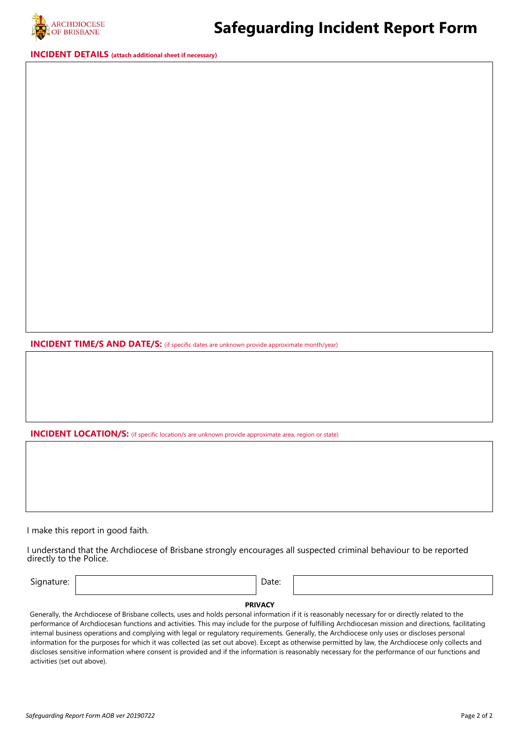# Safeguarding Incident Report Form

**INCIDENT DETAILS** **(attach additional sheet if necessary)**

**INCIDENT TIME/S AND DATE/S:** (if specific dates are unknown provide approximate month/year)

**INCIDENT LOCATION/S:** (if specific location/s are unknown provide approximate area, region or state)

I make this report in good faith.

I understand that the Archdiocese of Brisbane strongly encourages all suspected criminal behaviour to be reported directly to the Police.

Signature: ____________________ Date: ____________________

**PRIVACY**

Generally, the Archdiocese of Brisbane collects, uses and holds personal information if it is reasonably necessary for or directly related to the performance of Archdiocesan functions and activities. This may include for the purpose of fulfilling Archdiocesan mission and directions, facilitating internal business operations and complying with legal or regulatory requirements. Generally, the Archdiocese only uses or discloses personal information for the purposes for which it was collected (as set out above). Except as otherwise permitted by law, the Archdiocese only collects and discloses sensitive information where consent is provided and if the information is reasonably necessary for the performance of our functions and activities (set out above).